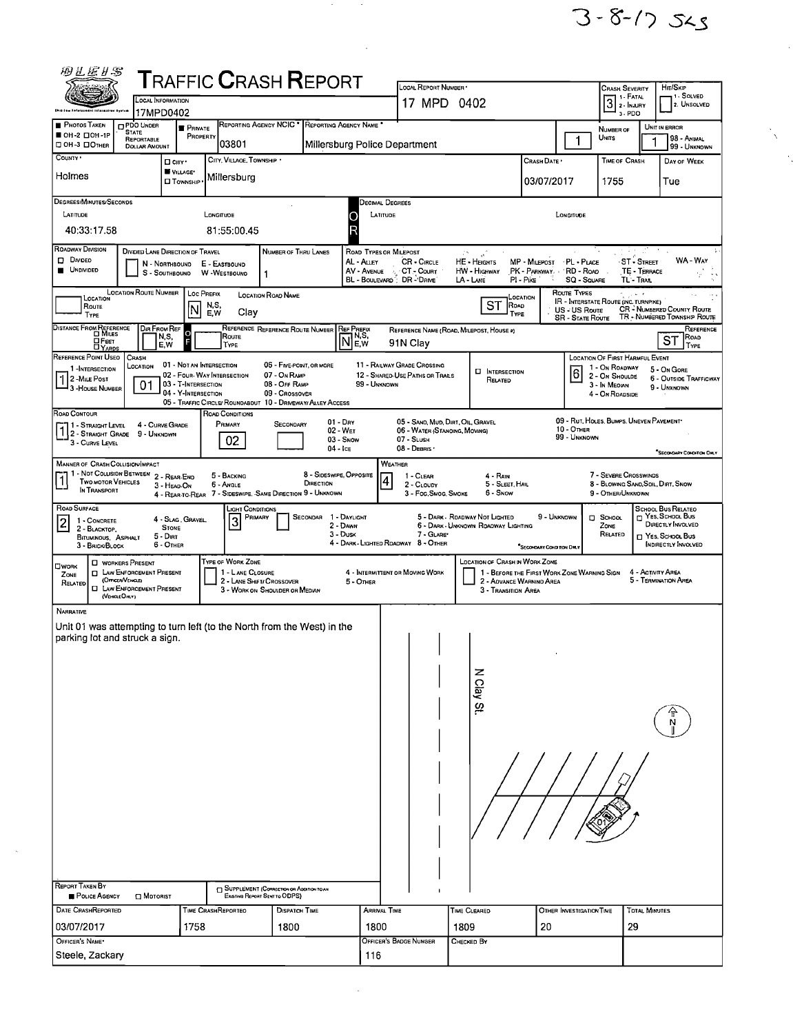3-8-17 SLS

# TRAFFIC CRASH REPORT

| Field | Value |
|---|---|
| Local Information | 17MPD0402 |
| Local Report Number | 17 MPD 0402 |
| Crash Severity | 3 (1 - Fatal, 2 - Injury, 3 - PDO) |
| Hit/Skip | 1 - Solved, 2 - Unsolved |
| Photos Taken | OH-2 |
| Private Property | Yes |
| Reporting Agency NCIC | 03801 |
| Reporting Agency Name | Millersburg Police Department |
| Number of Units | 1 |
| Unit in Error | 1 |
| County | Holmes |
| City, Village, Township | Village - Millersburg |
| Crash Date | 03/07/2017 |
| Time of Crash | 1755 |
| Day of Week | Tue |

**Degrees/Minutes/Seconds**

| Latitude | Longitude |
|---|---|
| 40:33:17.58 | 81:55:00.45 |

**Roadway Division:** Undivided

**Number of Thru Lanes:** 1

| Location Route Number | Loc Prefix | Location Road Name | Location Road Type |
|---|---|---|---|
| | N | Clay | ST |

| Dir From Ref | Reference Route | Ref Prefix | Reference Name (Road, Milepost, House #) | Reference Road Type |
|---|---|---|---|---|
| | | N | 91N Clay | ST |

**Reference Point Used:** 1 - Intersection

**Crash Location:** 01 - Not an Intersection

**Location of First Harmful Event:** 6 - Outside Trafficway

**Road Contour:** 1 - Straight Level

**Road Conditions (Primary):** 02 - Wet

**Manner of Crash Collision/Impact:** 1 - Not Collision Between Two Motor Vehicles in Transport

**Weather:** 4 - Rain

**Road Surface:** 2 - Blacktop, Bituminous, Asphalt

**Light Conditions (Primary):** 3 - Dusk

## Narrative

Unit 01 was attempting to turn left (to the North from the West) in the parking lot and struck a sign.

(Diagram labels: N Clay St., N, 01)

| Report Taken By | Police Agency |
|---|---|

| Date Crash Reported | Time Crash Reported | Dispatch Time | Arrival Time | Time Cleared | Other Investigation Time | Total Minutes |
|---|---|---|---|---|---|---|
| 03/07/2017 | 1758 | 1800 | 1800 | 1809 | 20 | 29 |

| Officer's Name | Officer's Badge Number | Checked By |
|---|---|---|
| Steele, Zackary | 116 | |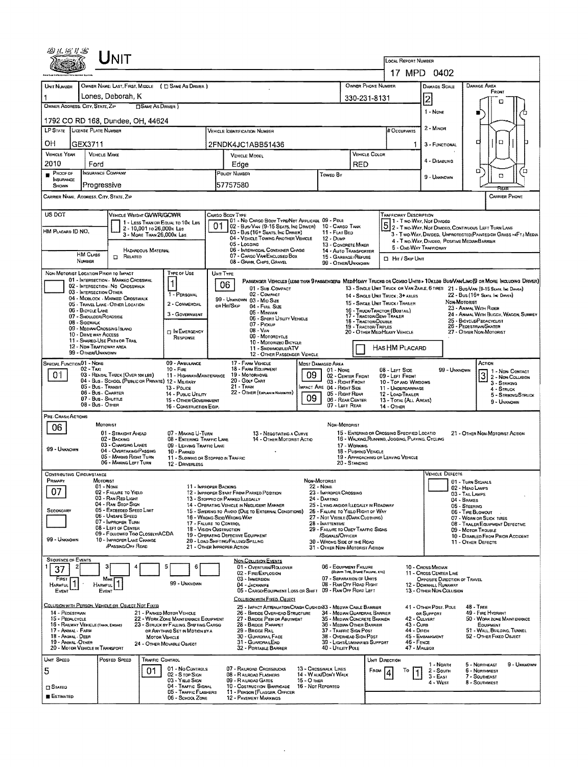# UNIT

**LOCAL REPORT NUMBER:** 17 MPD 0402

| UNIT NUMBER | OWNER NAME: LAST, FIRST, MIDDLE (☐ SAME AS DRIVER) | OWNER PHONE NUMBER | DAMAGE SCALE | DAMAGE AREA |
|---|---|---|---|---|
| 1 | Lones, Deborah, K | 330-231-8131 | 2 | |

**OWNER ADDRESS: CITY, STATE, ZIP** (☐ SAME AS DRIVER)
1792 CO RD 168, Dundee, OH, 44624

DAMAGE SCALE: 1 - NONE, 2 - MINOR, 3 - FUNCTIONAL, 4 - DISABLING, 9 - UNKNOWN

| LP STATE | LICENSE PLATE NUMBER | VEHICLE IDENTIFICATION NUMBER | # OCCUPANTS |
|---|---|---|---|
| OH | GEX3711 | 2FNDK4JC1ABB51436 | 1 |

| VEHICLE YEAR | VEHICLE MAKE | VEHICLE MODEL | VEHICLE COLOR |
|---|---|---|---|
| 2010 | Ford | Edge | RED |

| ■ PROOF OF INSURANCE SHOWN | INSURANCE COMPANY | POLICY NUMBER | TOWED BY |
|---|---|---|---|
| | Progressive | 57757580 | |

**CARRIER NAME, ADDRESS, CITY, STATE, ZIP:**
**CARRIER PHONE:**

**US DOT:**
**HM PLACARD ID NO.:**
**HM CLASS NUMBER:**

VEHICLE WEIGHT GVWR/GCWR: 1 - LESS THAN OR EQUAL TO 10K LBS; 2 - 10,001 TO 26,000K LBS; 3 - MORE THAN 26,000K LBS
☐ HAZARDOUS MATERIAL RELATED

**CARGO BODY TYPE:** 01
01 - NO CARGO BODY TYPE/NOT APPLICABL; 02 - BUS/VAN (9-15 SEATS, INC DRIVER); 03 - BUS (16+ SEATS, INC DRIVER); 04 - VEHICLE TOWING ANOTHER VEHICLE; 05 - LOGGING; 06 - INTERMODAL CONTAINER CHASIS; 07 - CARGO VAN/ENCLOSED BOX; 08 - GRAIN, CHIPS, GRAVEL; 09 - POLE; 10 - CARGO TANK; 11 - FLAT BED; 12 - DUMP; 13 - CONCRETE MIXER; 14 - AUTO TRANSPORTER; 15 - GARBAGE/REFUSE; 99 - OTHER/UNKNOWN

**TRAFFICWAY DESCRIPTION:** 5
1 - TWO-WAY, NOT DIVIDED; 2 - TWO-WAY, NOT DIVIDED, CONTINUOUS LEFT TURN LANE; 3 - TWO-WAY, DIVIDED, UNPROTECTED (PAINTED OR GRASS >4FT.) MEDIA; 4 - TWO-WAY, DIVIDED, POSITIVE MEDIAN BARRIER; 5 - ONE-WAY TRAFFICWAY
☐ HIT / SKIP UNIT

**NON-MOTORIST LOCATION PRIOR TO IMPACT:**
01 - INTERSECTION - MARKED CROSSWAL; 02 - INTERSECTION - NO CROSSWALK; 03 - INTERSECTION OTHER; 04 - MIDBLOCK - MARKED CROSSWALK; 05 - TRAVEL LANE - OTHER LOCATION; 06 - BICYCLE LANE; 07 - SHOULDER/ROADSIDE; 08 - SIDEWALK; 09 - MEDIAN/CROSSING ISLAND; 10 - DRIVE WAY ACCESS; 11 - SHARED-USE PATH OR TRAIL; 12 - NON-TRAFFICWAY AREA; 99 - OTHER/UNKNOWN

**TYPE OF USE:** 1
1 - PERSONAL; 2 - COMMERCIAL; 3 - GOVERNMENT; ☐ IN EMERGENCY RESPONSE

**UNIT TYPE:** 06
PASSENGER VEHICLES (LESS THAN 9 PASSENGERS): 01 - SUB COMPACT; 02 - COMPACT; 99 - UNKNOWN 03 - MID SIZE OR HIT/SKIP; 04 - FULL SIZE; 05 - MINIVAN; 06 - SPORT UTILITY VEHICLE; 07 - PICKUP; 08 - VAN; 09 - MOTORCYCLE; 10 - MOTORIZED BICYCLE; 11 - SNOWMOBILE/ATV; 12 - OTHER PASSENGER VEHICLE
MED/HEAVY TRUCKS OR COMBO UNITS > 10K LBS: 13 - SINGLE UNIT TRUCK OR VAN 2AXLE, 6 TIRES; 14 - SINGLE UNIT TRUCK: 3+ AXLES; 15 - SINGLE UNIT TRUCK / TRAILER; 16 - TRUCK/TRACTOR (BOBTAIL); 17 - TRACTOR/SEMI-TRAILER; 18 - TRACTOR/DOUBLE; 19 - TRACTOR/TRIPLES; 20 - OTHER MED/HEAVY VEHICLE
BUS/VAN/LIMO (9 OR MORE INCLUDING DRIVER): 21 - BUS/VAN (9-15 SEATS, INC DRIVER); 22 - BUS (16+ SEATS, INC DRIVER)
NON-MOTORIST: 23 - ANIMAL WITH RIDER; 24 - ANIMAL WITH BUGGY, WAGON, SURREY; 25 - BICYCLE/PEDACYCLIST; 26 - PEDESTRIAN/SKATER; 27 - OTHER NON-MOTORIST
☐ HAS HM PLACARD

**SPECIAL FUNCTION:** 01
01 - NONE; 02 - TAXI; 03 - RENTAL TRUCK (OVER 10K LBS); 04 - BUS - SCHOOL (PUBLIC OR PRIVATE); 05 - BUS - TRANSIT; 06 - BUS - CHARTER; 07 - BUS - SHUTTLE; 08 - BUS - OTHER; 09 - AMBULANCE; 10 - FIRE; 11 - HIGHWAY/MAINTENANCE; 12 - MILITARY; 13 - POLICE; 14 - PUBLIC UTILITY; 15 - OTHER GOVERNMENT; 16 - CONSTRUCTION EQIP.; 17 - FARM VEHICLE; 18 - FARM EQUIPMENT; 19 - MOTORHOME; 20 - GOLF CART; 21 - TRAIN; 22 - OTHER (EXPLAIN IN NARRATIVE)

**MOST DAMAGED AREA:** 09
**IMPACT ARE:** 09
01 - NONE; 02 - CENTER FRONT; 03 - RIGHT FRONT; 04 - RIGHT SIDE; 05 - RIGHT REAR; 06 - REAR CENTER; 07 - LEFT REAR; 08 - LEFT SIDE; 09 - LEFT FRONT; 10 - TOP AND WINDOWS; 11 - UNDERCARRIAGE; 12 - LOAD/TRAILER; 13 - TOTAL (ALL AREAS); 14 - OTHER; 99 - UNKNOWN

**ACTION:** 3
1 - NON-CONTACT; 2 - NON-COLLISION; 3 - STRIKING; 4 - STRUCK; 5 - STRIKING/STRUCK; 9 - UNKNOWN

**PRE-CRASH ACTIONS:** 06
MOTORIST: 01 - STRAIGHT AHEAD; 02 - BACKING; 03 - CHANGING LANES; 04 - OVERTAKING/PASSING; 05 - MAKING RIGHT TURN; 06 - MAKING LEFT TURN; 07 - MAKING U-TURN; 08 - ENTERING TRAFFIC LANE; 09 - LEAVING TRAFFIC LANE; 10 - PARKED; 11 - SLOWING OR STOPPED IN TRAFFIC; 12 - DRIVERLESS; 13 - NEGOTIATING A CURVE; 14 - OTHER MOTORIST ACTIO
99 - UNKNOWN
NON-MOTORIST: 15 - ENTERING OR CROSSING SPECIFIED LOCATIO; 16 - WALKING, RUNNING, JOGGING, PLAYING, CYCLING; 17 - WORKING; 18 - PUSHING VEHICLE; 19 - APPROACHING OR LEAVING VEHICLE; 20 - STANDING; 21 - OTHER NON-MOTORIST ACTION

**CONTRIBUTING CIRCUMSTANCE**
PRIMARY: 07
SECONDARY:
MOTORIST: 01 - NONE; 02 - FAILURE TO YIELD; 03 - RAN RED LIGHT; 04 - RAN STOP SIGN; 05 - EXCEEDED SPEED LIMIT; 06 - UNSAFE SPEED; 07 - IMPROPER TURN; 08 - LEFT OF CENTER; 09 - FOLLOWED TOO CLOSELY/ACDA; 10 - IMPROPER LANE CHANGE /PASSING/OFF ROAD; 11 - IMPROPER BACKING; 12 - IMPROPER START FROM PARKED POSITION; 13 - STOPPED OR PARKED ILLEGALLY; 14 - OPERATING VEHICLE IN NEGLIGENT MANNER; 15 - SWERING TO AVOID (DUE TO EXTERNAL CONDITIONS); 16 - WRONG SIDE/WRONG WAY; 17 - FAILURE TO CONTROL; 18 - VISION OBSTRUCTION; 19 - OPERATING DEFECTIVE EQUIPMENT; 20 - LOAD SHIFTING/FALLING/SPILLING; 21 - OTHER IMPROPER ACTION
NON-MOTORIST: 22 - NONE; 23 - IMPROPER CROSSING; 24 - DARTING; 25 - LYING AND/OR ILLEGALLY IN ROADWAY; 26 - FALURE TO YIELD RIGHT OF WAY; 27 - NOT VISIBLE (DARK CLOTHING); 28 - INATTENTIVE; 29 - FAILURE TO OBEY TRAFFIC SIGNS /SIGNALS/OFFICER; 30 - WRONG SIDE OF THE ROAD; 31 - OTHER NON-MOTORIST ACTION
99 - UNKNOWN

**VEHICLE DEFECTS:**
01 - TURN SIGNALS; 02 - HEAD LAMPS; 03 - TAIL LAMPS; 04 - BRAKES; 05 - STEERING; 06 - TIRE BLOWOUT; 07 - WORN OR SLICK TIRES; 08 - TRAILER EQUIPMENT DEFECTIVE; 09 - MOTOR TROUBLE; 10 - DISABLED FROM PRIOR ACCIDENT; 11 - OTHER DEFECTS

**SEQUENCE OF EVENTS:** 1: 37; 2: ; 3: ; 4: ; 5: ; 6:
FIRST HARMFUL EVENT: 1
MOST HARMFUL EVENT: 1
99 - UNKNOWN

NON-COLLISION EVENTS: 01 - OVERTURN/ROLLOVER; 02 - FIRE/EXPLOSION; 03 - IMMERSION; 04 - JACKKNIFE; 05 - CARGO/EQUIPMENT LOSS OR SHIFT; 06 - EQUIPMENT FAILURE (BLOWN TIRE, BRAKE FAILURE, ETC); 07 - SEPARATION OF UNITS; 08 - RAN OFF ROAD RIGHT; 09 - RAN OFF ROAD LEFT; 10 - CROSS MEDIAN; 11 - CROSS CENTER LINE OPPOSITE DIRECTION OF TRAVEL; 12 - DOWNHILL RUNAWAY; 13 - OTHER NON-COLLISION

COLLISION WITH PERSON, VEHICLE OR OBJECT NOT FIXED: 14 - PEDESTRIAN; 15 - PEDALCYCLE; 16 - RAILWAY VEHICLE (TRAIN, ENGINE); 17 - ANIMAL - FARM; 18 - ANIMAL - DEER; 19 - ANIMAL - OTHER; 20 - MOTOR VEHICLE IN TRANSPORT; 21 - PARKED MOTOR VEHICLE; 22 - WORK ZONE MAINTENANCE EQUIPMENT; 23 - STRUCK BY FALLING, SHIFTING CARGO OR ANYTHING SET IN MOTION BY A MOTOR VEHICLE; 24 - OTHER MOVABLE OBJECT

COLLISION WITH FIXED OBJECT: 25 - IMPACT ATTENUATOR/CRASH CUSHION; 26 - BRIDGE OVERHEAD STRUCTURE; 27 - BRIDGE PIER OR ABUTMENT; 28 - BRIDGE PARAPET; 29 - BRIDGE RAIL; 30 - GUARDRAIL FACE; 31 - GUARDRAIL END; 32 - PORTABLE BARRIER; 33 - MEDIAN CABLE BARRIER; 34 - MEDIAN GUARDRAIL BARRIER; 35 - MEDIAN CONCRETE BARRIER; 36 - MEDIAN OTHER BARRIER; 37 - TRAFFIC SIGN POST; 38 - OVERHEAD SIGN POST; 39 - LIGHT/LUMINARIES SUPPORT; 40 - UTILITY POLE; 41 - OTHER POST, POLE OR SUPPORT; 42 - CULVERT; 43 - CURB; 44 - DITCH; 45 - EMBANKMENT; 46 - FENCE; 47 - MAILBOX; 48 - TREE; 49 - FIRE HYDRANT; 50 - WORK ZONE MAINTENANCE EQUIPMENT; 51 - WALL, BUILDING, TUNNEL; 52 - OTHER FIXED OBJECT

| UNIT SPEED | POSTED SPEED | TRAFFIC CONTROL | UNIT DIRECTION |
|---|---|---|---|
| 5 | | 01 | FROM 4 TO 1 |

☐ STATED
■ ESTIMATED

TRAFFIC CONTROL: 01 - NO CONTROLS; 02 - STOP SIGN; 03 - YIELD SIGN; 04 - TRAFFIC SIGNAL; 05 - TRAFFIC FLASHERS; 06 - SCHOOL ZONE; 07 - RAILROAD CROSSBUCKS; 08 - RAILROAD FLASHERS; 09 - RAILROAD GATES; 10 - COSTRUCTION BARRICADE; 11 - PERSON (FLAGGER, OFFICER); 12 - PAVEMENT MARKINGS; 13 - CROSSWALK LINES; 14 - WALK/DON'T WALK; 15 - OTHER; 16 - NOT REPORTED

UNIT DIRECTION: 1 - NORTH; 2 - SOUTH; 3 - EAST; 4 - WEST; 5 - NORTHEAST; 6 - NORTHWEST; 7 - SOUTHEAST; 8 - SOUTHWEST; 9 - UNKNOWN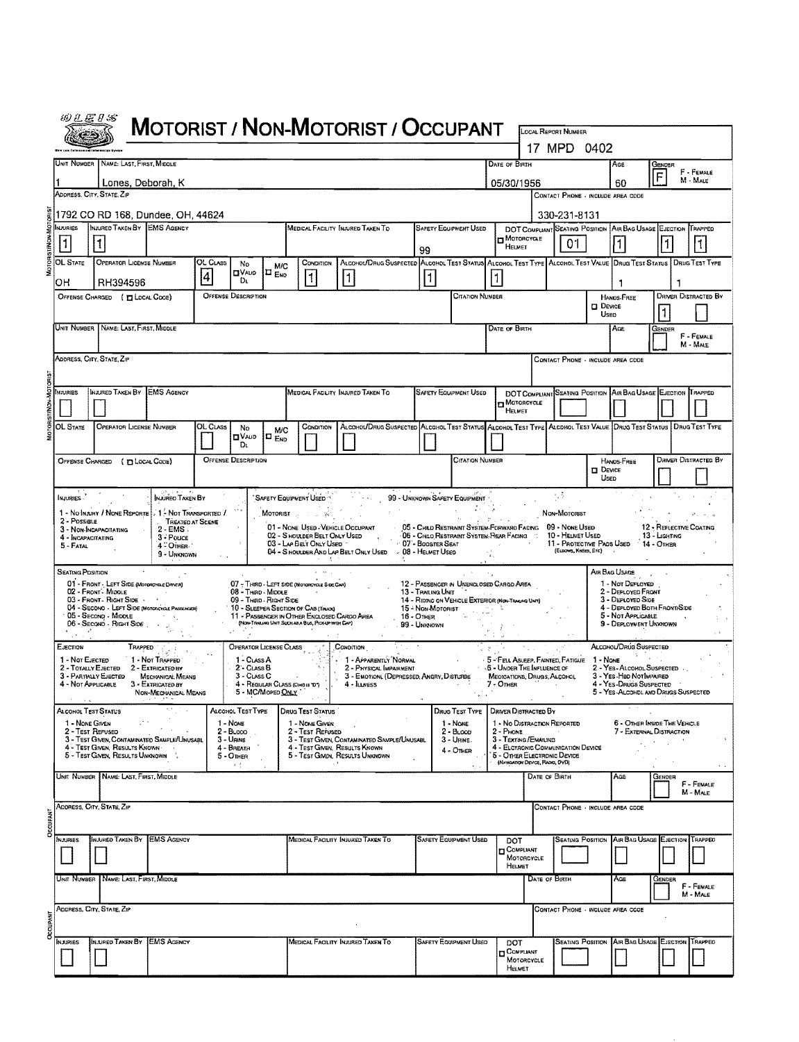# MOTORIST / NON-MOTORIST / OCCUPANT

OLEIS

**LOCAL REPORT NUMBER:** 17 MPD 0402

## MOTORIST/NON-MOTORIST

| UNIT NUMBER | NAME: LAST, FIRST, MIDDLE | DATE OF BIRTH | AGE | GENDER (F - FEMALE, M - MALE) |
|---|---|---|---|---|
| 1 | Lones, Deborah, K | 05/30/1956 | 60 | F |

| ADDRESS, CITY, STATE, ZIP | CONTACT PHONE - INCLUDE AREA CODE |
|---|---|
| 1792 CO RD 168, Dundee, OH, 44624 | 330-231-8131 |

| INJURIES | INJURED TAKEN BY | EMS AGENCY | MEDICAL FACILITY INJURED TAKEN TO | SAFETY EQUIPMENT USED | DOT COMPLIANT MOTORCYCLE HELMET | SEATING POSITION | AIR BAG USAGE | EJECTION | TRAPPED |
|---|---|---|---|---|---|---|---|---|---|
| 1 | 1 | | | 99 | | 01 | 1 | 1 | 1 |

| OL STATE | OPERATOR LICENSE NUMBER | OL CLASS | NO VALID DL | M/C END | CONDITION | ALCOHOL/DRUG SUSPECTED | ALCOHOL TEST STATUS | ALCOHOL TEST TYPE | ALCOHOL TEST VALUE | DRUG TEST STATUS | DRUG TEST TYPE |
|---|---|---|---|---|---|---|---|---|---|---|---|
| OH | RH394596 | 4 | | | 1 | 1 | 1 | 1 | | 1 | 1 |

| OFFENSE CHARGED ( LOCAL CODE) | OFFENSE DESCRIPTION | CITATION NUMBER | HANDS-FREE DEVICE USED | DRIVER DISTRACTED BY |
|---|---|---|---|---|
| | | | | 1 |

## MOTORIST/NON-MOTORIST

| UNIT NUMBER | NAME: LAST, FIRST, MIDDLE | DATE OF BIRTH | AGE | GENDER (F - FEMALE, M - MALE) |
|---|---|---|---|---|
| | | | | |

| ADDRESS, CITY, STATE, ZIP | CONTACT PHONE - INCLUDE AREA CODE |
|---|---|
| | |

| INJURIES | INJURED TAKEN BY | EMS AGENCY | MEDICAL FACILITY INJURED TAKEN TO | SAFETY EQUIPMENT USED | DOT COMPLIANT MOTORCYCLE HELMET | SEATING POSITION | AIR BAG USAGE | EJECTION | TRAPPED |
|---|---|---|---|---|---|---|---|---|---|
| | | | | | | | | | |

| OL STATE | OPERATOR LICENSE NUMBER | OL CLASS | NO VALID DL | M/C END | CONDITION | ALCOHOL/DRUG SUSPECTED | ALCOHOL TEST STATUS | ALCOHOL TEST TYPE | ALCOHOL TEST VALUE | DRUG TEST STATUS | DRUG TEST TYPE |
|---|---|---|---|---|---|---|---|---|---|---|---|
| | | | | | | | | | | | |

| OFFENSE CHARGED ( LOCAL CODE) | OFFENSE DESCRIPTION | CITATION NUMBER | HANDS-FREE DEVICE USED | DRIVER DISTRACTED BY |
|---|---|---|---|---|
| | | | | |

## Codes

**INJURIES:** 1 - NO INJURY / NONE REPORTED; 2 - POSSIBLE; 3 - NON-INCAPACITATING; 4 - INCAPACITATING; 5 - FATAL

**INJURED TAKEN BY:** 1 - NOT TRANSPORTED / TREATED AT SCENE; 2 - EMS; 3 - POLICE; 4 - OTHER; 9 - UNKNOWN

**SAFETY EQUIPMENT USED:** 99 - UNKNOWN SAFETY EQUIPMENT

MOTORIST: 01 - NONE USED - VEHICLE OCCUPANT; 02 - SHOULDER BELT ONLY USED; 03 - LAP BELT ONLY USED; 04 - SHOULDER AND LAP BELT ONLY USED; 05 - CHILD RESTRAINT SYSTEM-FORWARD FACING; 06 - CHILD RESTRAINT SYSTEM-REAR FACING; 07 - BOOSTER SEAT; 08 - HELMET USED

NON-MOTORIST: 09 - NONE USED; 10 - HELMET USED; 11 - PROTECTIVE PADS USED (ELBOWS, KNEES, ETC); 12 - REFLECTIVE COATING; 13 - LIGHTING; 14 - OTHER

**SEATING POSITION:** 01 - FRONT - LEFT SIDE (MOTORCYCLE DRIVER); 02 - FRONT - MIDDLE; 03 - FRONT - RIGHT SIDE; 04 - SECOND - LEFT SIDE (MOTORCYCLE PASSENGER); 05 - SECOND - MIDDLE; 06 - SECOND - RIGHT SIDE; 07 - THIRD - LEFT SIDE (MOTORCYCLE SIDE CAR); 08 - THIRD - MIDDLE; 09 - THIRD - RIGHT SIDE; 10 - SLEEPER SECTION OF CAB (TRUCK); 11 - PASSENGER IN OTHER ENCLOSED CARGO AREA (NON-TRAILING UNIT SUCH AS A BUS, PICK-UP WITH CAP); 12 - PASSENGER IN UNENCLOSED CARGO AREA; 13 - TRAILING UNIT; 14 - RIDING ON VEHICLE EXTERIOR (NON-TRAILING UNIT); 15 - NON-MOTORIST; 16 - OTHER; 99 - UNKNOWN

**AIR BAG USAGE:** 1 - NOT DEPLOYED; 2 - DEPLOYED FRONT; 3 - DEPLOYED SIDE; 4 - DEPLOYED BOTH FRONT/SIDE; 5 - NOT APPLICABLE; 9 - DEPLOYMENT UNKNOWN

**EJECTION:** 1 - NOT EJECTED; 2 - TOTALLY EJECTED; 3 - PARTIALLY EJECTED; 4 - NOT APPLICABLE

**TRAPPED:** 1 - NOT TRAPPED; 2 - EXTRICATED BY MECHANICAL MEANS; 3 - EXTRICATED BY NON-MECHANICAL MEANS

**OPERATOR LICENSE CLASS:** 1 - CLASS A; 2 - CLASS B; 3 - CLASS C; 4 - REGULAR CLASS (OHIO IS "D"); 5 - M/C MOPED ONLY

**CONDITION:** 1 - APPARENTLY NORMAL; 2 - PHYSICAL IMPAIRMENT; 3 - EMOTIONAL (DEPRESSED, ANGRY, DISTURBE; 4 - ILLNESS; 5 - FELL ASLEEP, FAINTED, FATIGUE; 6 - UNDER THE INFLUENCE OF MEDICATIONS, DRUGS, ALCOHOL; 7 - OTHER

**ALCOHOL/DRUG SUSPECTED:** 1 - NONE; 2 - YES - ALCOHOL SUSPECTED; 3 - YES - HBD NOT IMPAIRED; 4 - YES - DRUGS SUSPECTED; 5 - YES - ALCOHOL AND DRUGS SUSPECTED

**ALCOHOL TEST STATUS:** 1 - NONE GIVEN; 2 - TEST REFUSED; 3 - TEST GIVEN, CONTAMINATED SAMPLE/UNUSABL; 4 - TEST GIVEN, RESULTS KNOWN; 5 - TEST GIVEN, RESULTS UNKNOWN

**ALCOHOL TEST TYPE:** 1 - NONE; 2 - BLOOD; 3 - URINE; 4 - BREATH; 5 - OTHER

**DRUG TEST STATUS:** 1 - NONE GIVEN; 2 - TEST REFUSED; 3 - TEST GIVEN, CONTAMINATED SAMPLE/UNUSABL; 4 - TEST GIVEN, RESULTS KNOWN; 5 - TEST GIVEN, RESULTS UNKNOWN

**DRUG TEST TYPE:** 1 - NONE; 2 - BLOOD; 3 - URINE; 4 - OTHER

**DRIVER DISTRACTED BY:** 1 - NO DISTRACTION REPORTED; 2 - PHONE; 3 - TEXTING/EMAILING; 4 - ELCTRONIC COMMUNICATION DEVICE; 5 - OTHER ELECTRONIC DEVICE (NAVIGATION DEVICE, RADIO, DVD); 6 - OTHER INSIDE THE VEHICLE; 7 - EXTERNAL DISTRACTION

## OCCUPANT

| UNIT NUMBER | NAME: LAST, FIRST, MIDDLE | DATE OF BIRTH | AGE | GENDER (F - FEMALE, M - MALE) |
|---|---|---|---|---|
| | | | | |

| ADDRESS, CITY, STATE, ZIP | CONTACT PHONE - INCLUDE AREA CODE |
|---|---|
| | |

| INJURIES | INJURED TAKEN BY | EMS AGENCY | MEDICAL FACILITY INJURED TAKEN TO | SAFETY EQUIPMENT USED | DOT COMPLIANT MOTORCYCLE HELMET | SEATING POSITION | AIR BAG USAGE | EJECTION | TRAPPED |
|---|---|---|---|---|---|---|---|---|---|
| | | | | | | | | | |

## OCCUPANT

| UNIT NUMBER | NAME: LAST, FIRST, MIDDLE | DATE OF BIRTH | AGE | GENDER (F - FEMALE, M - MALE) |
|---|---|---|---|---|
| | | | | |

| ADDRESS, CITY, STATE, ZIP | CONTACT PHONE - INCLUDE AREA CODE |
|---|---|
| | |

| INJURIES | INJURED TAKEN BY | EMS AGENCY | MEDICAL FACILITY INJURED TAKEN TO | SAFETY EQUIPMENT USED | DOT COMPLIANT MOTORCYCLE HELMET | SEATING POSITION | AIR BAG USAGE | EJECTION | TRAPPED |
|---|---|---|---|---|---|---|---|---|---|
| | | | | | | | | | |